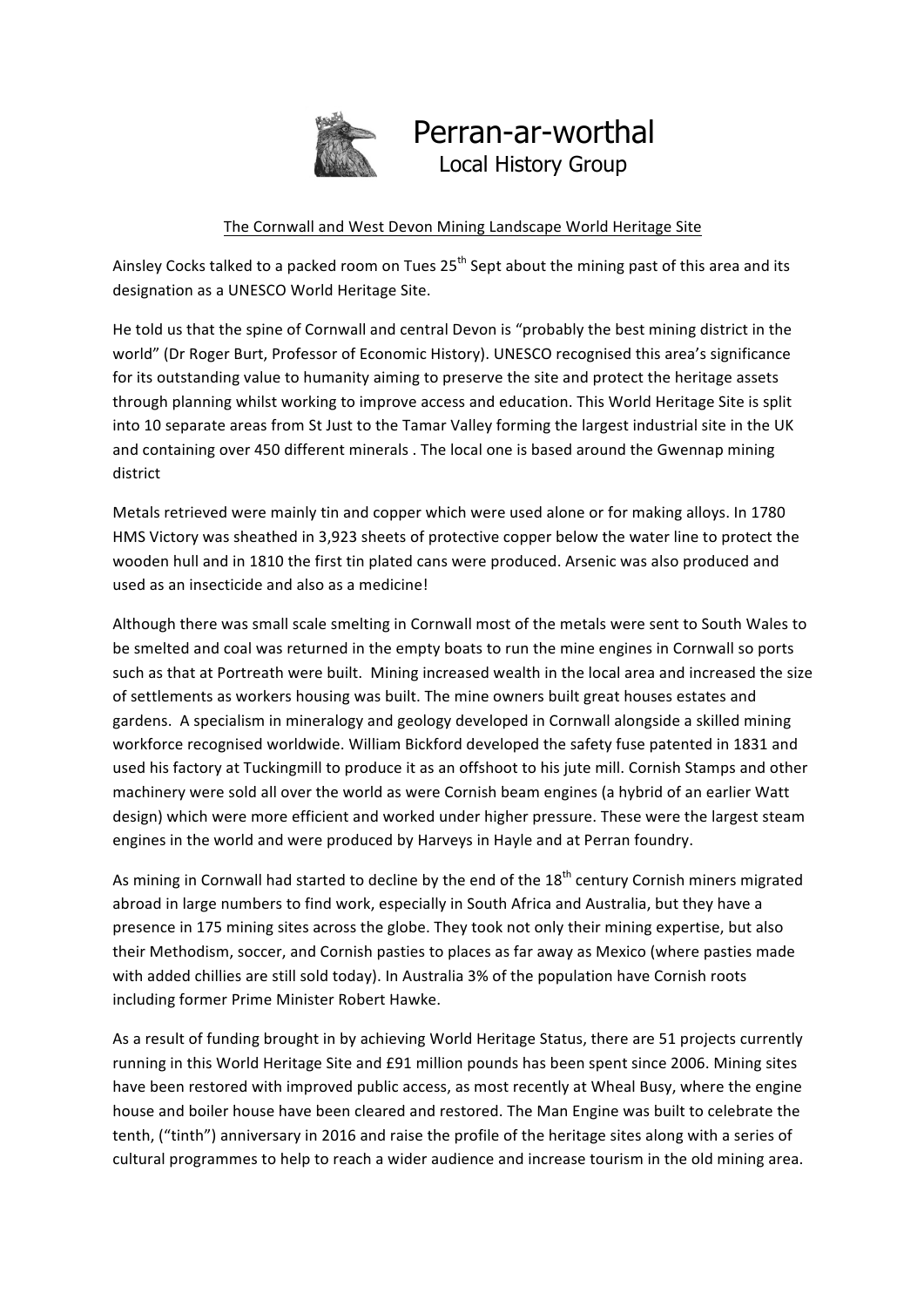# Perran-ar-worthal

## Local History Group

### The Cornwall and West Devon Mining Landscape World Heritage Site

Ainsley Cocks talked to a packed room on Tues 25th Sept about the mining past of this area and its designation as a UNESCO World Heritage Site.

He told us that the spine of Cornwall and central Devon is "probably the best mining district in the world" (Dr Roger Burt, Professor of Economic History). UNESCO recognised this area's significance for its outstanding value to humanity aiming to preserve the site and protect the heritage assets through planning whilst working to improve access and education. This World Heritage Site is split into 10 separate areas from St Just to the Tamar Valley forming the largest industrial site in the UK and containing over 450 different minerals . The local one is based around the Gwennap mining district

Metals retrieved were mainly tin and copper which were used alone or for making alloys. In 1780 HMS Victory was sheathed in 3,923 sheets of protective copper below the water line to protect the wooden hull and in 1810 the first tin plated cans were produced. Arsenic was also produced and used as an insecticide and also as a medicine!

Although there was small scale smelting in Cornwall most of the metals were sent to South Wales to be smelted and coal was returned in the empty boats to run the mine engines in Cornwall so ports such as that at Portreath were built. Mining increased wealth in the local area and increased the size of settlements as workers housing was built. The mine owners built great houses estates and gardens. A specialism in mineralogy and geology developed in Cornwall alongside a skilled mining workforce recognised worldwide. William Bickford developed the safety fuse patented in 1831 and used his factory at Tuckingmill to produce it as an offshoot to his jute mill. Cornish Stamps and other machinery were sold all over the world as were Cornish beam engines (a hybrid of an earlier Watt design) which were more efficient and worked under higher pressure. These were the largest steam engines in the world and were produced by Harveys in Hayle and at Perran foundry.

As mining in Cornwall had started to decline by the end of the 18th century Cornish miners migrated abroad in large numbers to find work, especially in South Africa and Australia, but they have a presence in 175 mining sites across the globe. They took not only their mining expertise, but also their Methodism, soccer, and Cornish pasties to places as far away as Mexico (where pasties made with added chillies are still sold today). In Australia 3% of the population have Cornish roots including former Prime Minister Robert Hawke.

As a result of funding brought in by achieving World Heritage Status, there are 51 projects currently running in this World Heritage Site and £91 million pounds has been spent since 2006. Mining sites have been restored with improved public access, as most recently at Wheal Busy, where the engine house and boiler house have been cleared and restored. The Man Engine was built to celebrate the tenth, ("tinth") anniversary in 2016 and raise the profile of the heritage sites along with a series of cultural programmes to help to reach a wider audience and increase tourism in the old mining area.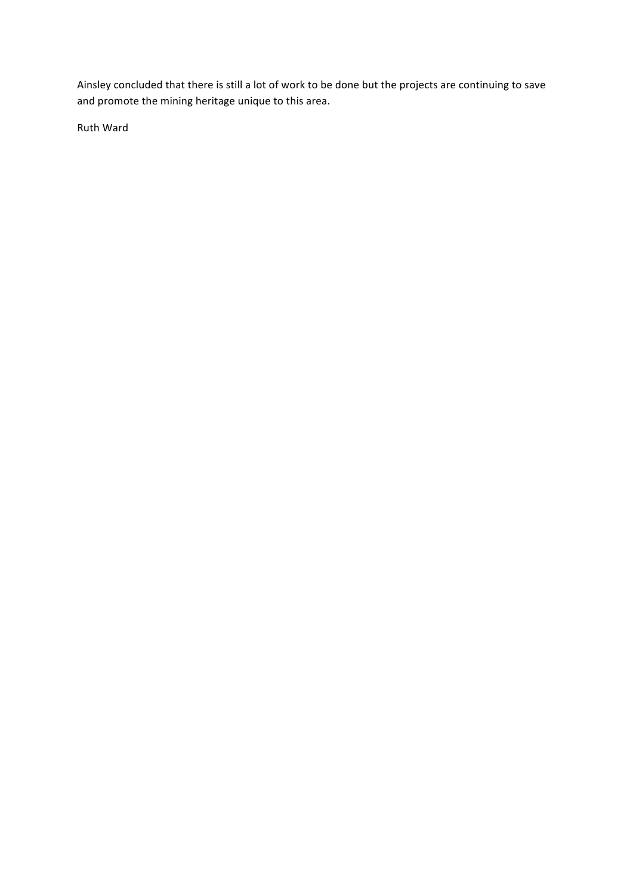Ainsley concluded that there is still a lot of work to be done but the projects are continuing to save and promote the mining heritage unique to this area.

Ruth Ward